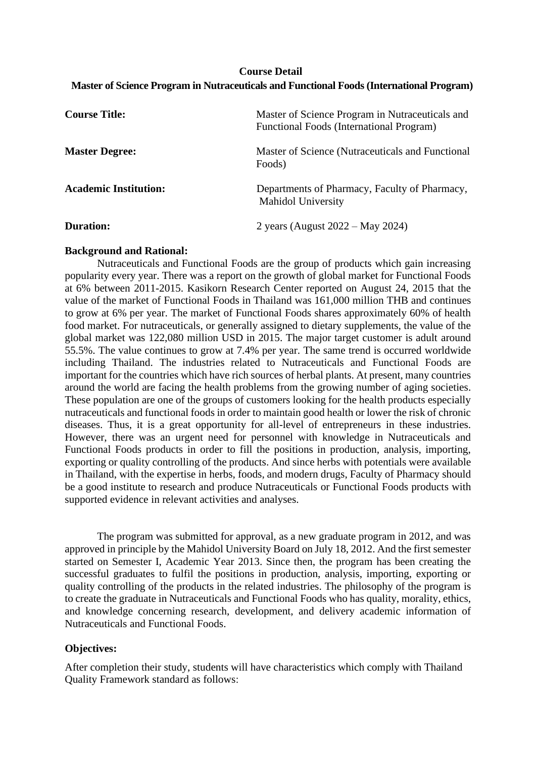**Course Detail**

**Master of Science Program in Nutraceuticals and Functional Foods (International Program)**

| | |
|---|---|
| **Course Title:** | Master of Science Program in Nutraceuticals and Functional Foods (International Program) |
| **Master Degree:** | Master of Science (Nutraceuticals and Functional Foods) |
| **Academic Institution:** | Departments of Pharmacy, Faculty of Pharmacy, Mahidol University |
| **Duration:** | 2 years (August 2022 – May 2024) |

**Background and Rational:**

Nutraceuticals and Functional Foods are the group of products which gain increasing popularity every year. There was a report on the growth of global market for Functional Foods at 6% between 2011-2015. Kasikorn Research Center reported on August 24, 2015 that the value of the market of Functional Foods in Thailand was 161,000 million THB and continues to grow at 6% per year. The market of Functional Foods shares approximately 60% of health food market. For nutraceuticals, or generally assigned to dietary supplements, the value of the global market was 122,080 million USD in 2015. The major target customer is adult around 55.5%. The value continues to grow at 7.4% per year. The same trend is occurred worldwide including Thailand. The industries related to Nutraceuticals and Functional Foods are important for the countries which have rich sources of herbal plants. At present, many countries around the world are facing the health problems from the growing number of aging societies. These population are one of the groups of customers looking for the health products especially nutraceuticals and functional foods in order to maintain good health or lower the risk of chronic diseases. Thus, it is a great opportunity for all-level of entrepreneurs in these industries. However, there was an urgent need for personnel with knowledge in Nutraceuticals and Functional Foods products in order to fill the positions in production, analysis, importing, exporting or quality controlling of the products. And since herbs with potentials were available in Thailand, with the expertise in herbs, foods, and modern drugs, Faculty of Pharmacy should be a good institute to research and produce Nutraceuticals or Functional Foods products with supported evidence in relevant activities and analyses.

The program was submitted for approval, as a new graduate program in 2012, and was approved in principle by the Mahidol University Board on July 18, 2012. And the first semester started on Semester I, Academic Year 2013. Since then, the program has been creating the successful graduates to fulfil the positions in production, analysis, importing, exporting or quality controlling of the products in the related industries. The philosophy of the program is to create the graduate in Nutraceuticals and Functional Foods who has quality, morality, ethics, and knowledge concerning research, development, and delivery academic information of Nutraceuticals and Functional Foods.

**Objectives:**

After completion their study, students will have characteristics which comply with Thailand Quality Framework standard as follows: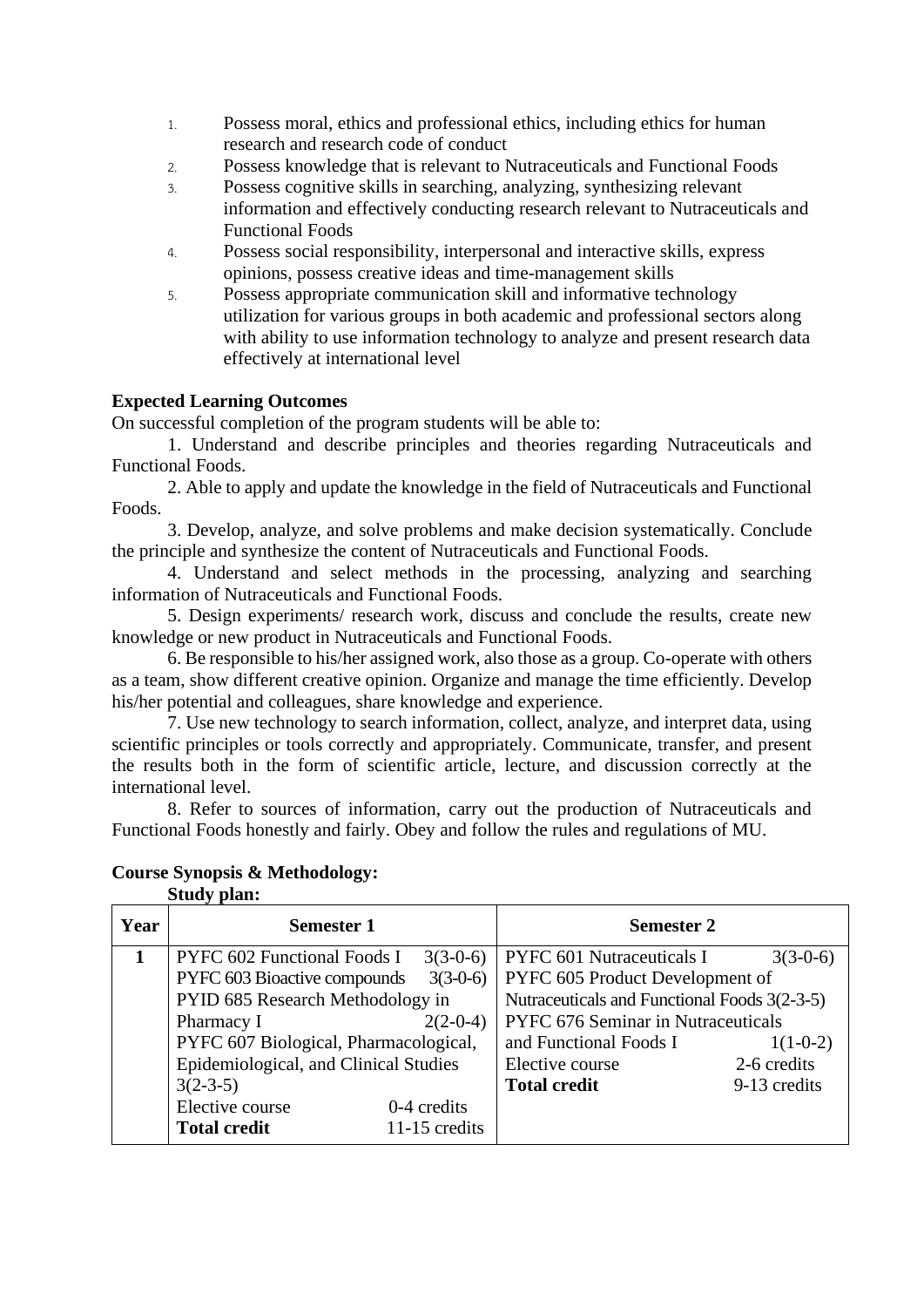1. Possess moral, ethics and professional ethics, including ethics for human research and research code of conduct
2. Possess knowledge that is relevant to Nutraceuticals and Functional Foods
3. Possess cognitive skills in searching, analyzing, synthesizing relevant information and effectively conducting research relevant to Nutraceuticals and Functional Foods
4. Possess social responsibility, interpersonal and interactive skills, express opinions, possess creative ideas and time-management skills
5. Possess appropriate communication skill and informative technology utilization for various groups in both academic and professional sectors along with ability to use information technology to analyze and present research data effectively at international level

**Expected Learning Outcomes**

On successful completion of the program students will be able to:

1. Understand and describe principles and theories regarding Nutraceuticals and Functional Foods.

2. Able to apply and update the knowledge in the field of Nutraceuticals and Functional Foods.

3. Develop, analyze, and solve problems and make decision systematically. Conclude the principle and synthesize the content of Nutraceuticals and Functional Foods.

4. Understand and select methods in the processing, analyzing and searching information of Nutraceuticals and Functional Foods.

5. Design experiments/ research work, discuss and conclude the results, create new knowledge or new product in Nutraceuticals and Functional Foods.

6. Be responsible to his/her assigned work, also those as a group. Co-operate with others as a team, show different creative opinion. Organize and manage the time efficiently. Develop his/her potential and colleagues, share knowledge and experience.

7. Use new technology to search information, collect, analyze, and interpret data, using scientific principles or tools correctly and appropriately. Communicate, transfer, and present the results both in the form of scientific article, lecture, and discussion correctly at the international level.

8. Refer to sources of information, carry out the production of Nutraceuticals and Functional Foods honestly and fairly. Obey and follow the rules and regulations of MU.

**Course Synopsis & Methodology:**

**Study plan:**

| Year | Semester 1 | Semester 2 |
|---|---|---|
| **1** | PYFC 602 Functional Foods I 3(3-0-6)<br>PYFC 603 Bioactive compounds 3(3-0-6)<br>PYID 685 Research Methodology in Pharmacy I 2(2-0-4)<br>PYFC 607 Biological, Pharmacological, Epidemiological, and Clinical Studies 3(2-3-5)<br>Elective course 0-4 credits<br>**Total credit** 11-15 credits | PYFC 601 Nutraceuticals I 3(3-0-6)<br>PYFC 605 Product Development of Nutraceuticals and Functional Foods 3(2-3-5)<br>PYFC 676 Seminar in Nutraceuticals and Functional Foods I 1(1-0-2)<br>Elective course 2-6 credits<br>**Total credit** 9-13 credits |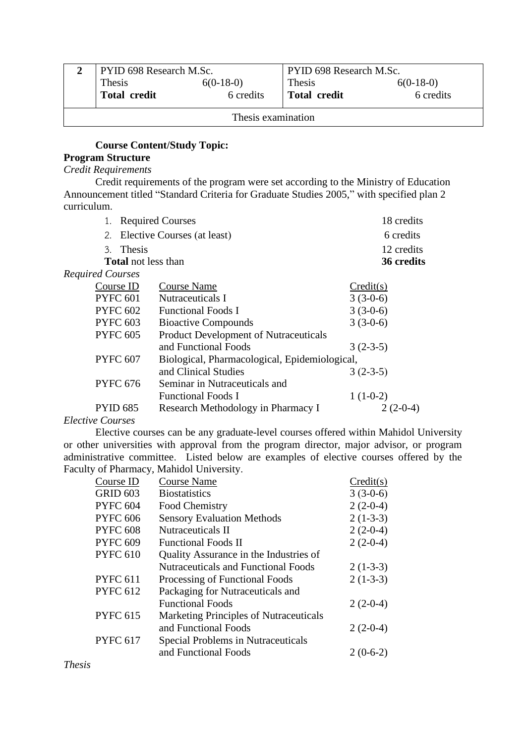| 2 | PYID 698 Research M.Sc.<br>Thesis 6(0-18-0)<br>**Total credit** 6 credits | PYID 698 Research M.Sc.<br>Thesis 6(0-18-0)<br>**Total credit** 6 credits |
|---|---|---|
| Thesis examination | | |

**Course Content/Study Topic:**

**Program Structure**

*Credit Requirements*

Credit requirements of the program were set according to the Ministry of Education Announcement titled "Standard Criteria for Graduate Studies 2005," with specified plan 2 curriculum.

| | |
|---|---|
| 1. Required Courses | 18 credits |
| 2. Elective Courses (at least) | 6 credits |
| 3. Thesis | 12 credits |
| **Total** not less than | **36 credits** |

*Required Courses*

| Course ID | Course Name | Credit(s) |
|---|---|---|
| PYFC 601 | Nutraceuticals I | 3 (3-0-6) |
| PYFC 602 | Functional Foods I | 3 (3-0-6) |
| PYFC 603 | Bioactive Compounds | 3 (3-0-6) |
| PYFC 605 | Product Development of Nutraceuticals and Functional Foods | 3 (2-3-5) |
| PYFC 607 | Biological, Pharmacological, Epidemiological, and Clinical Studies | 3 (2-3-5) |
| PYFC 676 | Seminar in Nutraceuticals and Functional Foods I | 1 (1-0-2) |
| PYID 685 | Research Methodology in Pharmacy I | 2 (2-0-4) |

*Elective Courses*

Elective courses can be any graduate-level courses offered within Mahidol University or other universities with approval from the program director, major advisor, or program administrative committee. Listed below are examples of elective courses offered by the Faculty of Pharmacy, Mahidol University.

| Course ID | Course Name | Credit(s) |
|---|---|---|
| GRID 603 | Biostatistics | 3 (3-0-6) |
| PYFC 604 | Food Chemistry | 2 (2-0-4) |
| PYFC 606 | Sensory Evaluation Methods | 2 (1-3-3) |
| PYFC 608 | Nutraceuticals II | 2 (2-0-4) |
| PYFC 609 | Functional Foods II | 2 (2-0-4) |
| PYFC 610 | Quality Assurance in the Industries of Nutraceuticals and Functional Foods | 2 (1-3-3) |
| PYFC 611 | Processing of Functional Foods | 2 (1-3-3) |
| PYFC 612 | Packaging for Nutraceuticals and Functional Foods | 2 (2-0-4) |
| PYFC 615 | Marketing Principles of Nutraceuticals and Functional Foods | 2 (2-0-4) |
| PYFC 617 | Special Problems in Nutraceuticals and Functional Foods | 2 (0-6-2) |

*Thesis*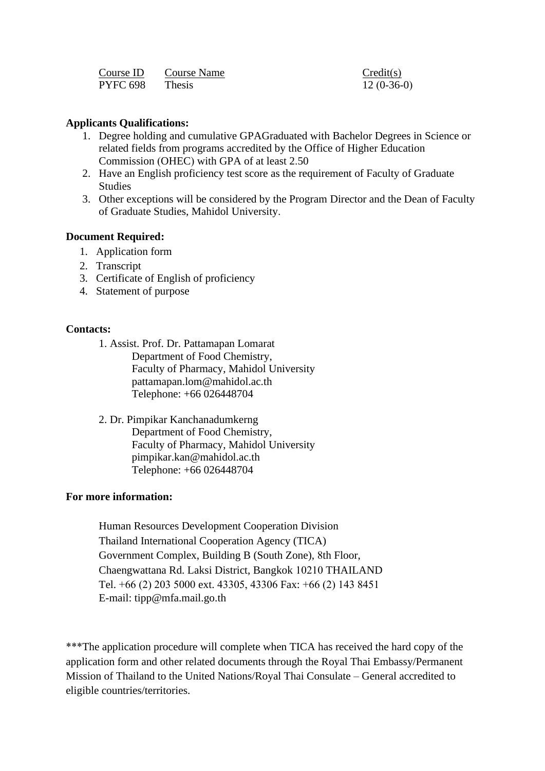| Course ID | Course Name | Credit(s) |
|---|---|---|
| PYFC 698 | Thesis | 12 (0-36-0) |

**Applicants Qualifications:**

1. Degree holding and cumulative GPAGraduated with Bachelor Degrees in Science or related fields from programs accredited by the Office of Higher Education Commission (OHEC) with GPA of at least 2.50
2. Have an English proficiency test score as the requirement of Faculty of Graduate Studies
3. Other exceptions will be considered by the Program Director and the Dean of Faculty of Graduate Studies, Mahidol University.

**Document Required:**

1. Application form
2. Transcript
3. Certificate of English of proficiency
4. Statement of purpose

**Contacts:**

1. Assist. Prof. Dr. Pattamapan Lomarat
   Department of Food Chemistry,
   Faculty of Pharmacy, Mahidol University
   pattamapan.lom@mahidol.ac.th
   Telephone: +66 026448704

2. Dr. Pimpikar Kanchanadumkerng
   Department of Food Chemistry,
   Faculty of Pharmacy, Mahidol University
   pimpikar.kan@mahidol.ac.th
   Telephone: +66 026448704

**For more information:**

Human Resources Development Cooperation Division
Thailand International Cooperation Agency (TICA)
Government Complex, Building B (South Zone), 8th Floor,
Chaengwattana Rd. Laksi District, Bangkok 10210 THAILAND
Tel. +66 (2) 203 5000 ext. 43305, 43306 Fax: +66 (2) 143 8451
E-mail: tipp@mfa.mail.go.th

***The application procedure will complete when TICA has received the hard copy of the application form and other related documents through the Royal Thai Embassy/Permanent Mission of Thailand to the United Nations/Royal Thai Consulate – General accredited to eligible countries/territories.